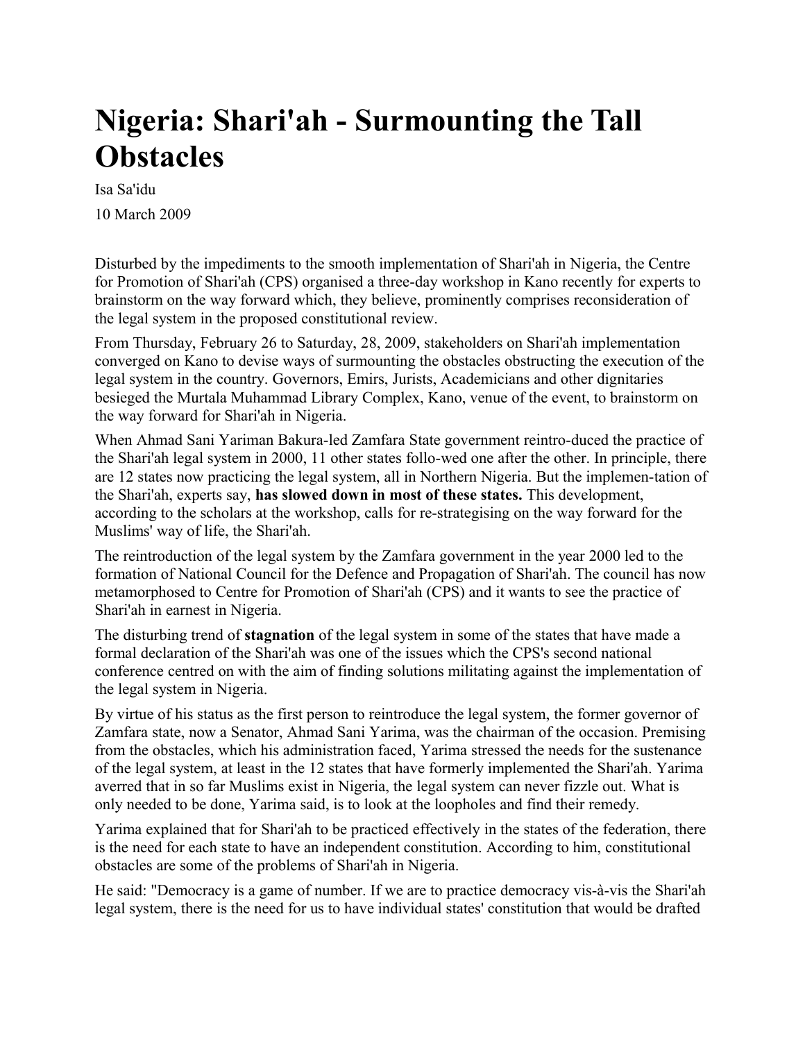# Nigeria: Shari'ah - Surmounting the Tall Obstacles

Isa Sa'idu

10 March 2009

Disturbed by the impediments to the smooth implementation of Shari'ah in Nigeria, the Centre for Promotion of Shari'ah (CPS) organised a three-day workshop in Kano recently for experts to brainstorm on the way forward which, they believe, prominently comprises reconsideration of the legal system in the proposed constitutional review.

From Thursday, February 26 to Saturday, 28, 2009, stakeholders on Shari'ah implementation converged on Kano to devise ways of surmounting the obstacles obstructing the execution of the legal system in the country. Governors, Emirs, Jurists, Academicians and other dignitaries besieged the Murtala Muhammad Library Complex, Kano, venue of the event, to brainstorm on the way forward for Shari'ah in Nigeria.

When Ahmad Sani Yariman Bakura-led Zamfara State government reintro-duced the practice of the Shari'ah legal system in 2000, 11 other states follo-wed one after the other. In principle, there are 12 states now practicing the legal system, all in Northern Nigeria. But the implemen-tation of the Shari'ah, experts say, **has slowed down in most of these states.** This development, according to the scholars at the workshop, calls for re-strategising on the way forward for the Muslims' way of life, the Shari'ah.

The reintroduction of the legal system by the Zamfara government in the year 2000 led to the formation of National Council for the Defence and Propagation of Shari'ah. The council has now metamorphosed to Centre for Promotion of Shari'ah (CPS) and it wants to see the practice of Shari'ah in earnest in Nigeria.

The disturbing trend of **stagnation** of the legal system in some of the states that have made a formal declaration of the Shari'ah was one of the issues which the CPS's second national conference centred on with the aim of finding solutions militating against the implementation of the legal system in Nigeria.

By virtue of his status as the first person to reintroduce the legal system, the former governor of Zamfara state, now a Senator, Ahmad Sani Yarima, was the chairman of the occasion. Premising from the obstacles, which his administration faced, Yarima stressed the needs for the sustenance of the legal system, at least in the 12 states that have formerly implemented the Shari'ah. Yarima averred that in so far Muslims exist in Nigeria, the legal system can never fizzle out. What is only needed to be done, Yarima said, is to look at the loopholes and find their remedy.

Yarima explained that for Shari'ah to be practiced effectively in the states of the federation, there is the need for each state to have an independent constitution. According to him, constitutional obstacles are some of the problems of Shari'ah in Nigeria.

He said: "Democracy is a game of number. If we are to practice democracy vis-à-vis the Shari'ah legal system, there is the need for us to have individual states' constitution that would be drafted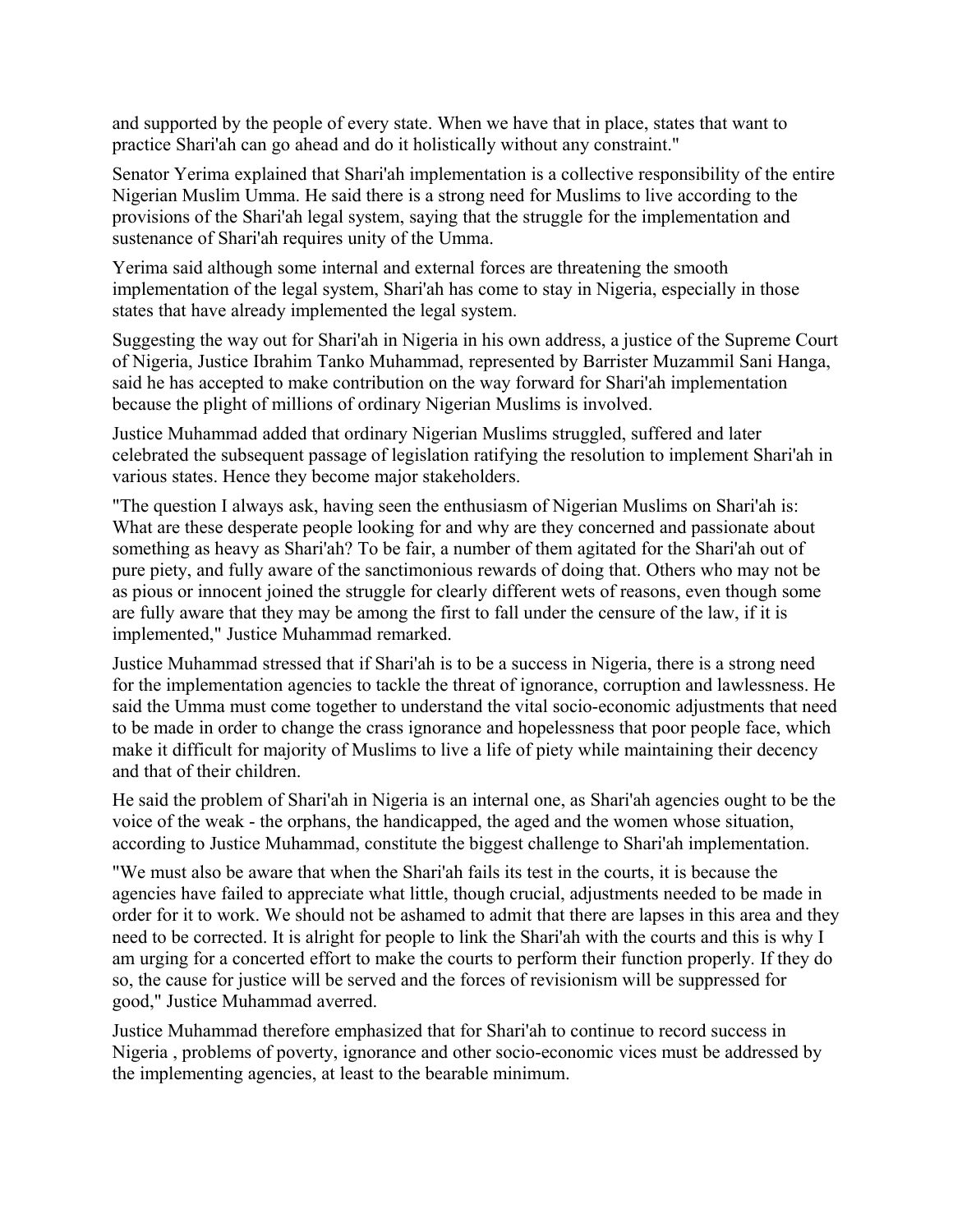and supported by the people of every state. When we have that in place, states that want to practice Shari'ah can go ahead and do it holistically without any constraint."

Senator Yerima explained that Shari'ah implementation is a collective responsibility of the entire Nigerian Muslim Umma. He said there is a strong need for Muslims to live according to the provisions of the Shari'ah legal system, saying that the struggle for the implementation and sustenance of Shari'ah requires unity of the Umma.

Yerima said although some internal and external forces are threatening the smooth implementation of the legal system, Shari'ah has come to stay in Nigeria, especially in those states that have already implemented the legal system.

Suggesting the way out for Shari'ah in Nigeria in his own address, a justice of the Supreme Court of Nigeria, Justice Ibrahim Tanko Muhammad, represented by Barrister Muzammil Sani Hanga, said he has accepted to make contribution on the way forward for Shari'ah implementation because the plight of millions of ordinary Nigerian Muslims is involved.

Justice Muhammad added that ordinary Nigerian Muslims struggled, suffered and later celebrated the subsequent passage of legislation ratifying the resolution to implement Shari'ah in various states. Hence they become major stakeholders.

"The question I always ask, having seen the enthusiasm of Nigerian Muslims on Shari'ah is: What are these desperate people looking for and why are they concerned and passionate about something as heavy as Shari'ah? To be fair, a number of them agitated for the Shari'ah out of pure piety, and fully aware of the sanctimonious rewards of doing that. Others who may not be as pious or innocent joined the struggle for clearly different wets of reasons, even though some are fully aware that they may be among the first to fall under the censure of the law, if it is implemented," Justice Muhammad remarked.

Justice Muhammad stressed that if Shari'ah is to be a success in Nigeria, there is a strong need for the implementation agencies to tackle the threat of ignorance, corruption and lawlessness. He said the Umma must come together to understand the vital socio-economic adjustments that need to be made in order to change the crass ignorance and hopelessness that poor people face, which make it difficult for majority of Muslims to live a life of piety while maintaining their decency and that of their children.

He said the problem of Shari'ah in Nigeria is an internal one, as Shari'ah agencies ought to be the voice of the weak - the orphans, the handicapped, the aged and the women whose situation, according to Justice Muhammad, constitute the biggest challenge to Shari'ah implementation.

"We must also be aware that when the Shari'ah fails its test in the courts, it is because the agencies have failed to appreciate what little, though crucial, adjustments needed to be made in order for it to work. We should not be ashamed to admit that there are lapses in this area and they need to be corrected. It is alright for people to link the Shari'ah with the courts and this is why I am urging for a concerted effort to make the courts to perform their function properly. If they do so, the cause for justice will be served and the forces of revisionism will be suppressed for good," Justice Muhammad averred.

Justice Muhammad therefore emphasized that for Shari'ah to continue to record success in Nigeria , problems of poverty, ignorance and other socio-economic vices must be addressed by the implementing agencies, at least to the bearable minimum.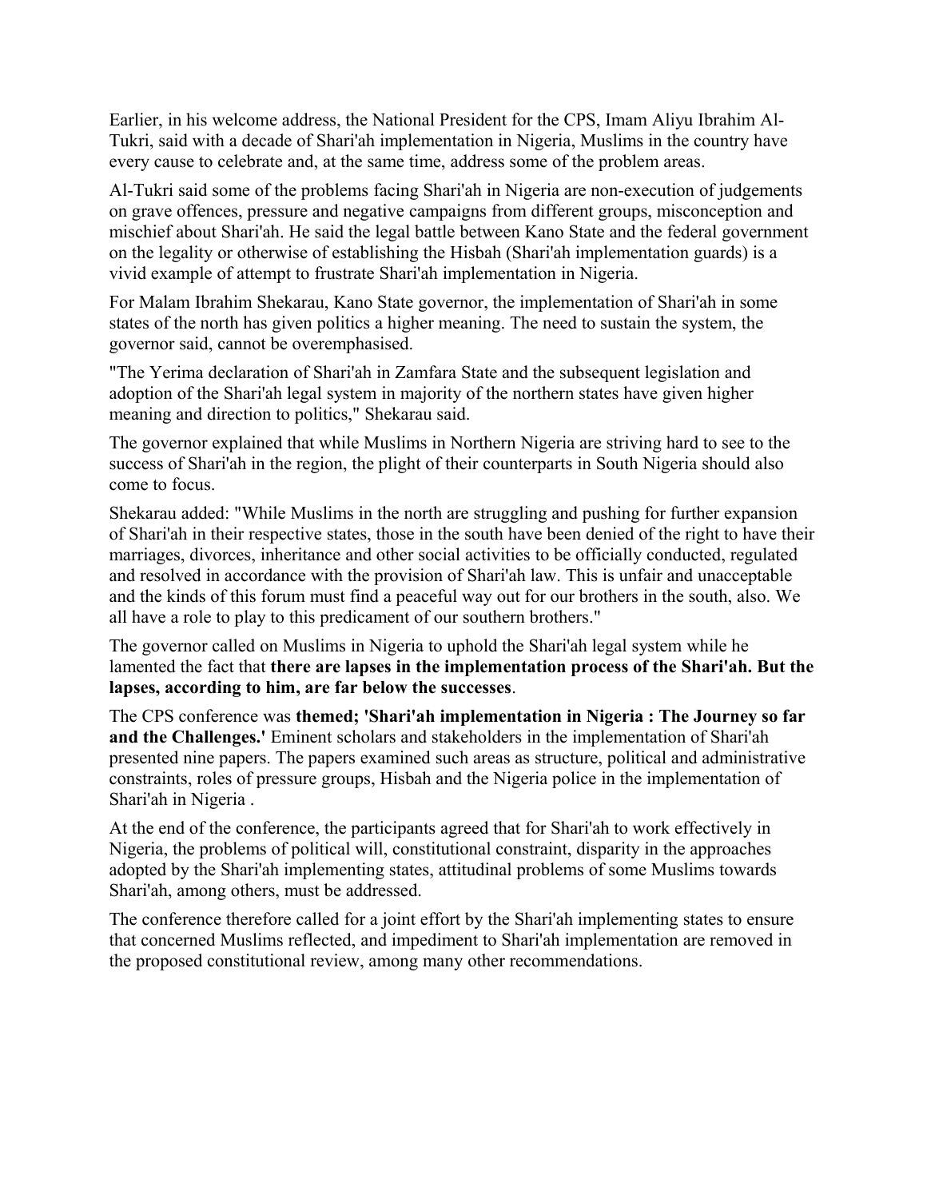Earlier, in his welcome address, the National President for the CPS, Imam Aliyu Ibrahim Al-Tukri, said with a decade of Shari'ah implementation in Nigeria, Muslims in the country have every cause to celebrate and, at the same time, address some of the problem areas.

Al-Tukri said some of the problems facing Shari'ah in Nigeria are non-execution of judgements on grave offences, pressure and negative campaigns from different groups, misconception and mischief about Shari'ah. He said the legal battle between Kano State and the federal government on the legality or otherwise of establishing the Hisbah (Shari'ah implementation guards) is a vivid example of attempt to frustrate Shari'ah implementation in Nigeria.

For Malam Ibrahim Shekarau, Kano State governor, the implementation of Shari'ah in some states of the north has given politics a higher meaning. The need to sustain the system, the governor said, cannot be overemphasised.

"The Yerima declaration of Shari'ah in Zamfara State and the subsequent legislation and adoption of the Shari'ah legal system in majority of the northern states have given higher meaning and direction to politics," Shekarau said.

The governor explained that while Muslims in Northern Nigeria are striving hard to see to the success of Shari'ah in the region, the plight of their counterparts in South Nigeria should also come to focus.

Shekarau added: "While Muslims in the north are struggling and pushing for further expansion of Shari'ah in their respective states, those in the south have been denied of the right to have their marriages, divorces, inheritance and other social activities to be officially conducted, regulated and resolved in accordance with the provision of Shari'ah law. This is unfair and unacceptable and the kinds of this forum must find a peaceful way out for our brothers in the south, also. We all have a role to play to this predicament of our southern brothers."

The governor called on Muslims in Nigeria to uphold the Shari'ah legal system while he lamented the fact that **there are lapses in the implementation process of the Shari'ah. But the lapses, according to him, are far below the successes**.

The CPS conference was **themed; 'Shari'ah implementation in Nigeria : The Journey so far and the Challenges.'** Eminent scholars and stakeholders in the implementation of Shari'ah presented nine papers. The papers examined such areas as structure, political and administrative constraints, roles of pressure groups, Hisbah and the Nigeria police in the implementation of Shari'ah in Nigeria .

At the end of the conference, the participants agreed that for Shari'ah to work effectively in Nigeria, the problems of political will, constitutional constraint, disparity in the approaches adopted by the Shari'ah implementing states, attitudinal problems of some Muslims towards Shari'ah, among others, must be addressed.

The conference therefore called for a joint effort by the Shari'ah implementing states to ensure that concerned Muslims reflected, and impediment to Shari'ah implementation are removed in the proposed constitutional review, among many other recommendations.